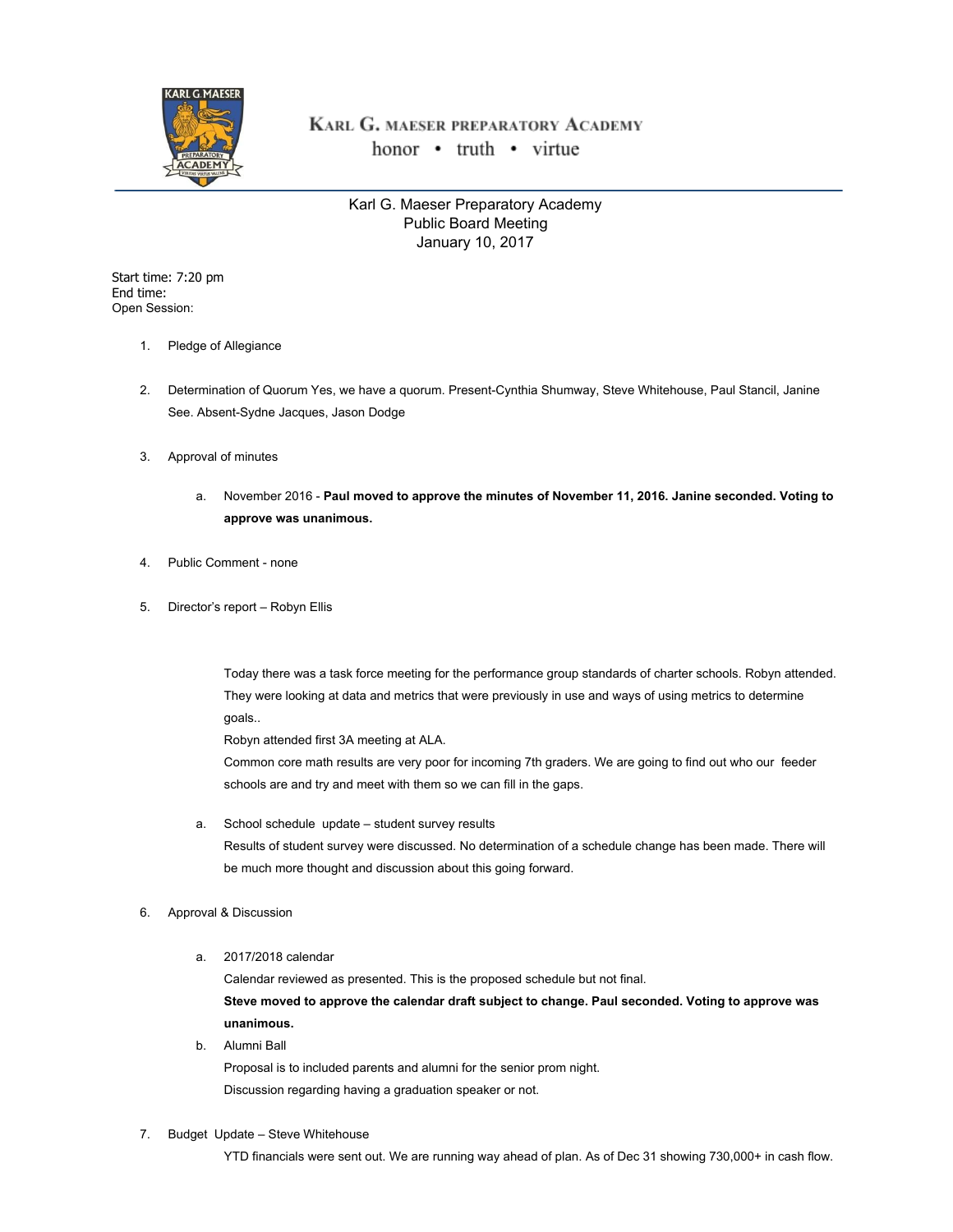KARL G. MAESER PREPARATORY ACADEMY
honor • truth • virtue

# Karl G. Maeser Preparatory Academy
## Public Board Meeting
## January 10, 2017

Start time: 7:20 pm
End time:
Open Session:

1. Pledge of Allegiance

2. Determination of Quorum Yes, we have a quorum. Present-Cynthia Shumway, Steve Whitehouse, Paul Stancil, Janine See. Absent-Sydne Jacques, Jason Dodge

3. Approval of minutes

   a. November 2016 - **Paul moved to approve the minutes of November 11, 2016. Janine seconded. Voting to approve was unanimous.**

4. Public Comment - none

5. Director's report – Robyn Ellis

   Today there was a task force meeting for the performance group standards of charter schools. Robyn attended. They were looking at data and metrics that were previously in use and ways of using metrics to determine goals..
   Robyn attended first 3A meeting at ALA.
   Common core math results are very poor for incoming 7th graders. We are going to find out who our feeder schools are and try and meet with them so we can fill in the gaps.

   a. School schedule update – student survey results
   Results of student survey were discussed. No determination of a schedule change has been made. There will be much more thought and discussion about this going forward.

6. Approval & Discussion

   a. 2017/2018 calendar
   Calendar reviewed as presented. This is the proposed schedule but not final.
   **Steve moved to approve the calendar draft subject to change. Paul seconded. Voting to approve was unanimous.**

   b. Alumni Ball
   Proposal is to included parents and alumni for the senior prom night.
   Discussion regarding having a graduation speaker or not.

7. Budget Update – Steve Whitehouse
   YTD financials were sent out. We are running way ahead of plan. As of Dec 31 showing 730,000+ in cash flow.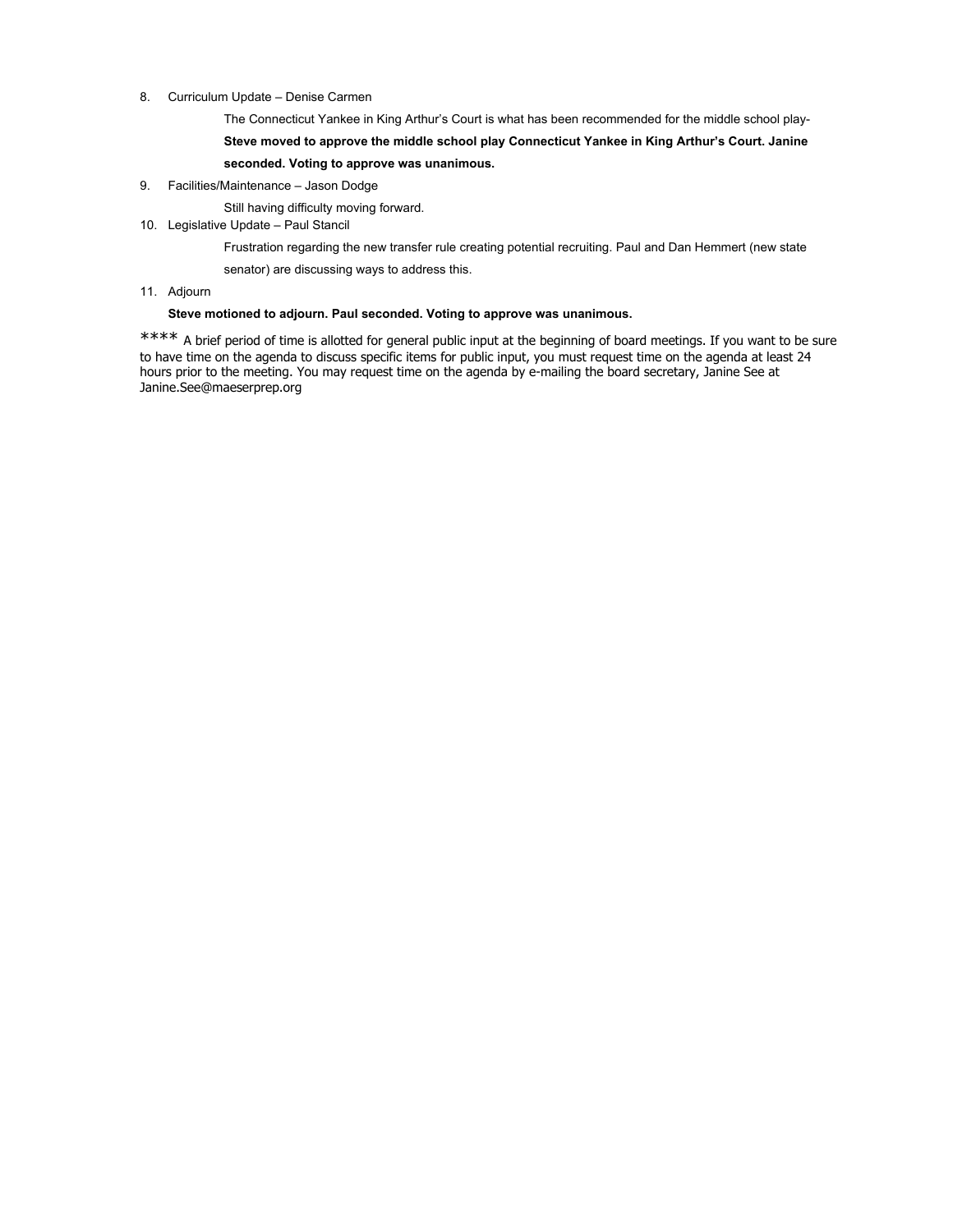8. Curriculum Update – Denise Carmen

   The Connecticut Yankee in King Arthur's Court is what has been recommended for the middle school play-
   **Steve moved to approve the middle school play Connecticut Yankee in King Arthur's Court. Janine seconded. Voting to approve was unanimous.**

9. Facilities/Maintenance – Jason Dodge

   Still having difficulty moving forward.

10. Legislative Update – Paul Stancil

    Frustration regarding the new transfer rule creating potential recruiting. Paul and Dan Hemmert (new state senator) are discussing ways to address this.

11. Adjourn

    **Steve motioned to adjourn. Paul seconded. Voting to approve was unanimous.**

**** A brief period of time is allotted for general public input at the beginning of board meetings. If you want to be sure to have time on the agenda to discuss specific items for public input, you must request time on the agenda at least 24 hours prior to the meeting. You may request time on the agenda by e-mailing the board secretary, Janine See at Janine.See@maeserprep.org